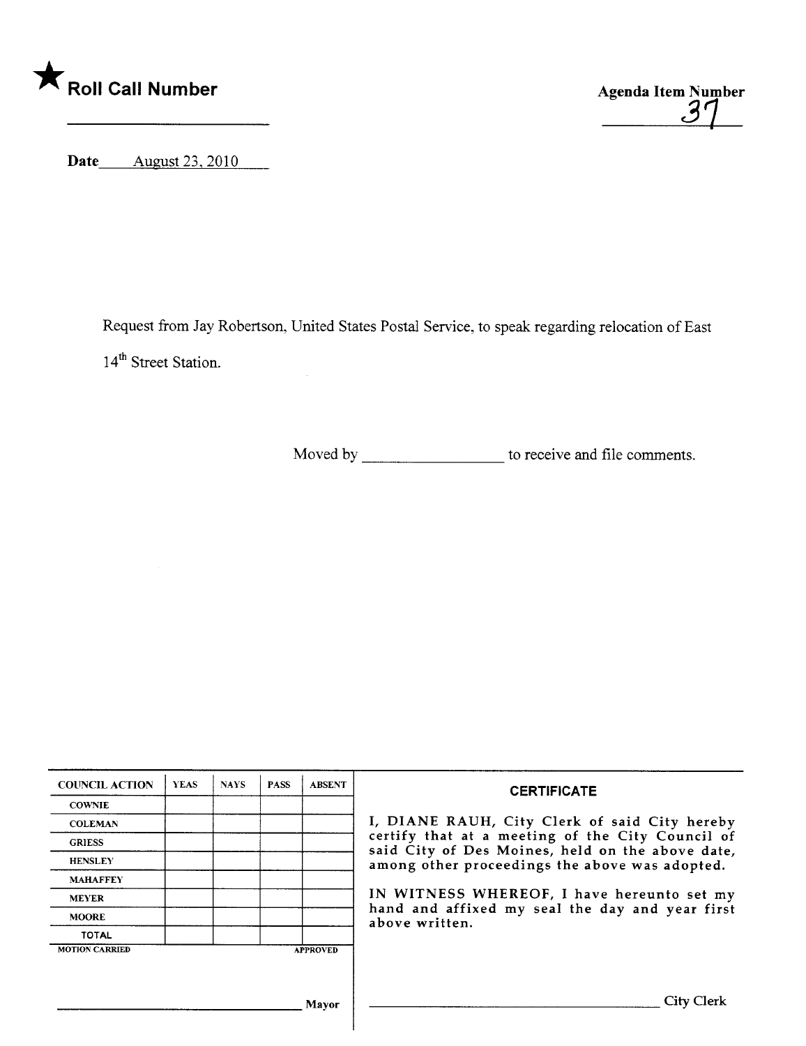★ **Roll Call Number** ____________________

**Agenda Item Number** 37

**Date** August 23, 2010

Request from Jay Robertson, United States Postal Service, to speak regarding relocation of East 14th Street Station.

Moved by ________________ to receive and file comments.

| COUNCIL ACTION | YEAS | NAYS | PASS | ABSENT |
|---|---|---|---|---|
| COWNIE | | | | |
| COLEMAN | | | | |
| GRIESS | | | | |
| HENSLEY | | | | |
| MAHAFFEY | | | | |
| MEYER | | | | |
| MOORE | | | | |
| TOTAL | | | | |

MOTION CARRIED APPROVED

________________________ Mayor

**CERTIFICATE**

I, DIANE RAUH, City Clerk of said City hereby certify that at a meeting of the City Council of said City of Des Moines, held on the above date, among other proceedings the above was adopted.

IN WITNESS WHEREOF, I have hereunto set my hand and affixed my seal the day and year first above written.

________________________ City Clerk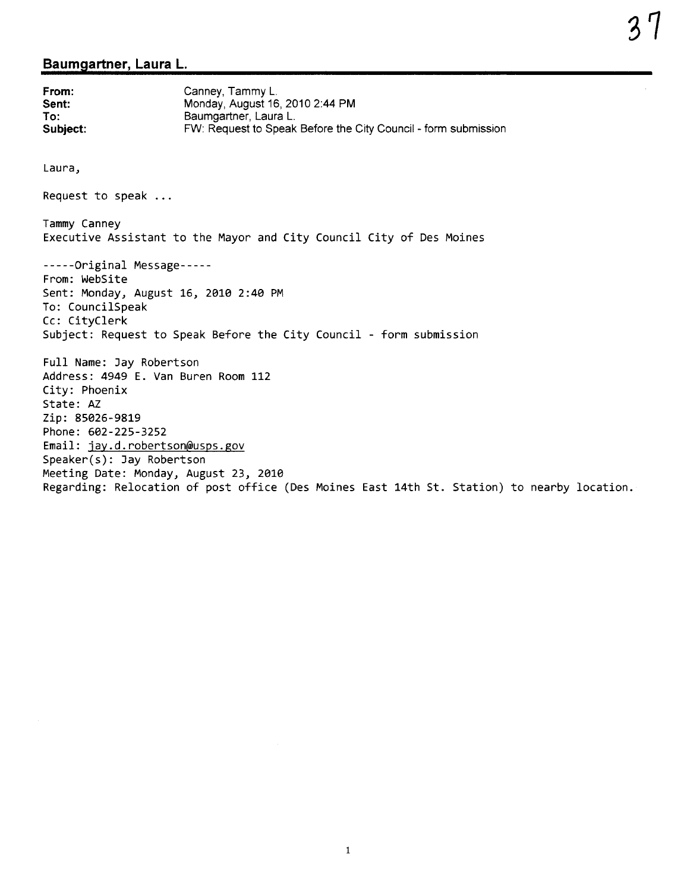## Baumgartner, Laura L.

**From:** Canney, Tammy L.
**Sent:** Monday, August 16, 2010 2:44 PM
**To:** Baumgartner, Laura L.
**Subject:** FW: Request to Speak Before the City Council - form submission

Laura,

Request to speak ...

Tammy Canney
Executive Assistant to the Mayor and City Council City of Des Moines

-----Original Message-----
From: WebSite
Sent: Monday, August 16, 2010 2:40 PM
To: CouncilSpeak
Cc: CityClerk
Subject: Request to Speak Before the City Council - form submission

Full Name: Jay Robertson
Address: 4949 E. Van Buren Room 112
City: Phoenix
State: AZ
Zip: 85026-9819
Phone: 602-225-3252
Email: jay.d.robertson@usps.gov
Speaker(s): Jay Robertson
Meeting Date: Monday, August 23, 2010
Regarding: Relocation of post office (Des Moines East 14th St. Station) to nearby location.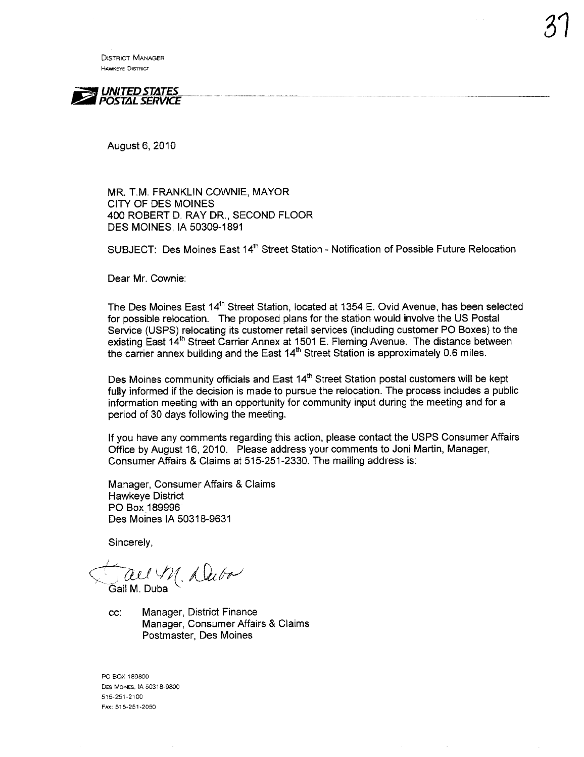DISTRICT MANAGER
HAWKEYE DISTRICT

UNITED STATES POSTAL SERVICE

August 6, 2010

MR. T.M. FRANKLIN COWNIE, MAYOR
CITY OF DES MOINES
400 ROBERT D. RAY DR., SECOND FLOOR
DES MOINES, IA 50309-1891

SUBJECT: Des Moines East 14th Street Station - Notification of Possible Future Relocation

Dear Mr. Cownie:

The Des Moines East 14th Street Station, located at 1354 E. Ovid Avenue, has been selected for possible relocation. The proposed plans for the station would involve the US Postal Service (USPS) relocating its customer retail services (including customer PO Boxes) to the existing East 14th Street Carrier Annex at 1501 E. Fleming Avenue. The distance between the carrier annex building and the East 14th Street Station is approximately 0.6 miles.

Des Moines community officials and East 14th Street Station postal customers will be kept fully informed if the decision is made to pursue the relocation. The process includes a public information meeting with an opportunity for community input during the meeting and for a period of 30 days following the meeting.

If you have any comments regarding this action, please contact the USPS Consumer Affairs Office by August 16, 2010. Please address your comments to Joni Martin, Manager, Consumer Affairs & Claims at 515-251-2330. The mailing address is:

Manager, Consumer Affairs & Claims
Hawkeye District
PO Box 189996
Des Moines IA 50318-9631

Sincerely,

Gail M. Duba

cc: Manager, District Finance
Manager, Consumer Affairs & Claims
Postmaster, Des Moines

PO BOX 189800
DES MOINES, IA 50318-9800
515-251-2100
FAX: 515-251-2050